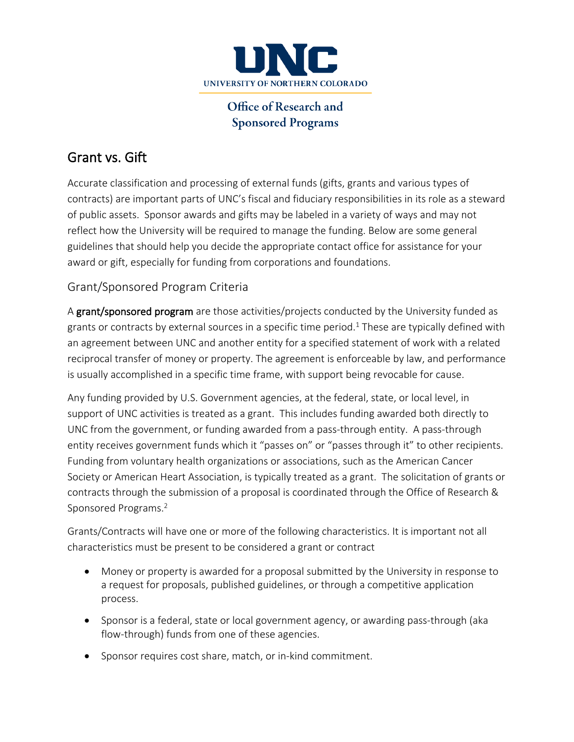# UNC

UNIVERSITY OF NORTHERN COLORADO

Office of Research and Sponsored Programs

## Grant vs. Gift

Accurate classification and processing of external funds (gifts, grants and various types of contracts) are important parts of UNC's fiscal and fiduciary responsibilities in its role as a steward of public assets. Sponsor awards and gifts may be labeled in a variety of ways and may not reflect how the University will be required to manage the funding. Below are some general guidelines that should help you decide the appropriate contact office for assistance for your award or gift, especially for funding from corporations and foundations.

### Grant/Sponsored Program Criteria

A **grant/sponsored program** are those activities/projects conducted by the University funded as grants or contracts by external sources in a specific time period.[1] These are typically defined with an agreement between UNC and another entity for a specified statement of work with a related reciprocal transfer of money or property. The agreement is enforceable by law, and performance is usually accomplished in a specific time frame, with support being revocable for cause.

Any funding provided by U.S. Government agencies, at the federal, state, or local level, in support of UNC activities is treated as a grant. This includes funding awarded both directly to UNC from the government, or funding awarded from a pass-through entity. A pass-through entity receives government funds which it "passes on" or "passes through it" to other recipients. Funding from voluntary health organizations or associations, such as the American Cancer Society or American Heart Association, is typically treated as a grant. The solicitation of grants or contracts through the submission of a proposal is coordinated through the Office of Research & Sponsored Programs.[2]

Grants/Contracts will have one or more of the following characteristics. It is important not all characteristics must be present to be considered a grant or contract

- Money or property is awarded for a proposal submitted by the University in response to a request for proposals, published guidelines, or through a competitive application process.
- Sponsor is a federal, state or local government agency, or awarding pass-through (aka flow-through) funds from one of these agencies.
- Sponsor requires cost share, match, or in-kind commitment.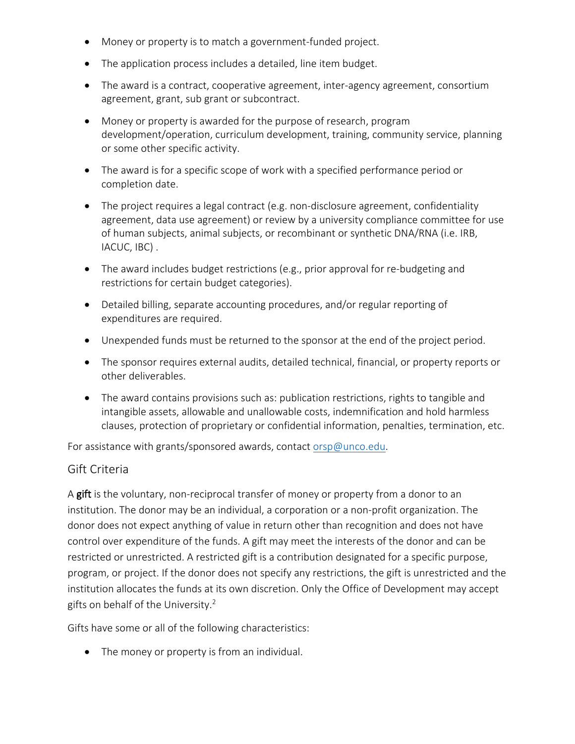- Money or property is to match a government-funded project.
- The application process includes a detailed, line item budget.
- The award is a contract, cooperative agreement, inter-agency agreement, consortium agreement, grant, sub grant or subcontract.
- Money or property is awarded for the purpose of research, program development/operation, curriculum development, training, community service, planning or some other specific activity.
- The award is for a specific scope of work with a specified performance period or completion date.
- The project requires a legal contract (e.g. non-disclosure agreement, confidentiality agreement, data use agreement) or review by a university compliance committee for use of human subjects, animal subjects, or recombinant or synthetic DNA/RNA (i.e. IRB, IACUC, IBC) .
- The award includes budget restrictions (e.g., prior approval for re-budgeting and restrictions for certain budget categories).
- Detailed billing, separate accounting procedures, and/or regular reporting of expenditures are required.
- Unexpended funds must be returned to the sponsor at the end of the project period.
- The sponsor requires external audits, detailed technical, financial, or property reports or other deliverables.
- The award contains provisions such as: publication restrictions, rights to tangible and intangible assets, allowable and unallowable costs, indemnification and hold harmless clauses, protection of proprietary or confidential information, penalties, termination, etc.

For assistance with grants/sponsored awards, contact orsp@unco.edu.

## Gift Criteria

A **gift** is the voluntary, non-reciprocal transfer of money or property from a donor to an institution. The donor may be an individual, a corporation or a non-profit organization. The donor does not expect anything of value in return other than recognition and does not have control over expenditure of the funds. A gift may meet the interests of the donor and can be restricted or unrestricted. A restricted gift is a contribution designated for a specific purpose, program, or project. If the donor does not specify any restrictions, the gift is unrestricted and the institution allocates the funds at its own discretion. Only the Office of Development may accept gifts on behalf of the University.[2]

Gifts have some or all of the following characteristics:

- The money or property is from an individual.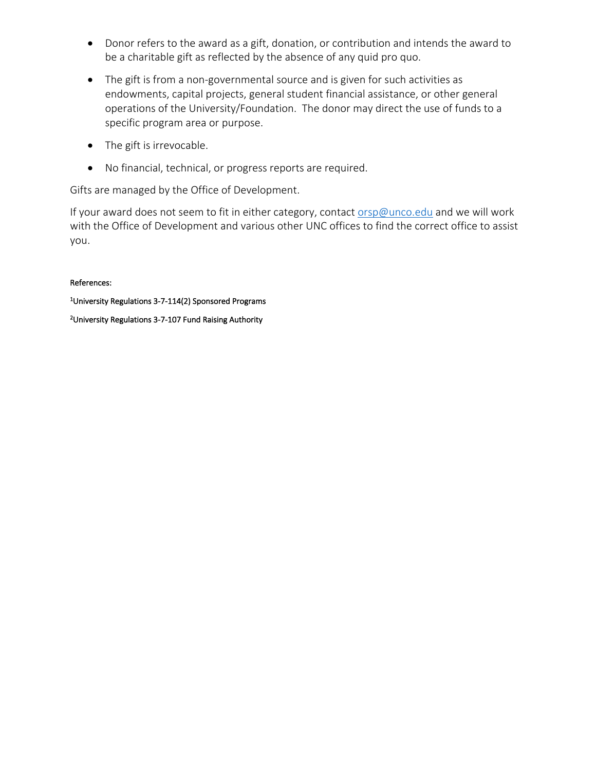- Donor refers to the award as a gift, donation, or contribution and intends the award to be a charitable gift as reflected by the absence of any quid pro quo.
- The gift is from a non-governmental source and is given for such activities as endowments, capital projects, general student financial assistance, or other general operations of the University/Foundation. The donor may direct the use of funds to a specific program area or purpose.
- The gift is irrevocable.
- No financial, technical, or progress reports are required.

Gifts are managed by the Office of Development.

If your award does not seem to fit in either category, contact orsp@unco.edu and we will work with the Office of Development and various other UNC offices to find the correct office to assist you.

References:

[1]University Regulations 3-7-114(2) Sponsored Programs

[2]University Regulations 3-7-107 Fund Raising Authority